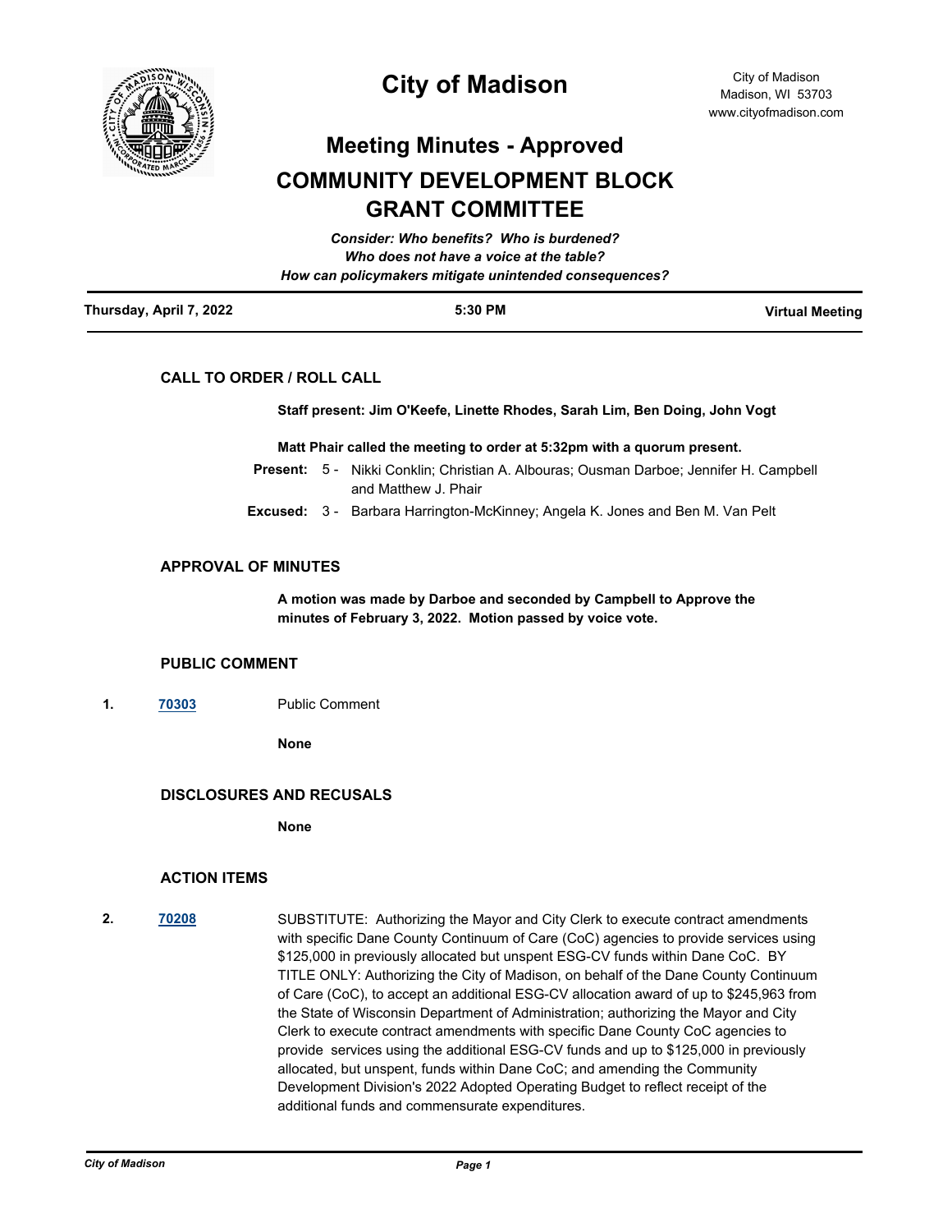# City of Madison

City of Madison
Madison, WI 53703
www.cityofmadison.com

## Meeting Minutes - Approved

## COMMUNITY DEVELOPMENT BLOCK GRANT COMMITTEE

*Consider: Who benefits? Who is burdened?*
*Who does not have a voice at the table?*
*How can policymakers mitigate unintended consequences?*

**Thursday, April 7, 2022** | **5:30 PM** | **Virtual Meeting**

### CALL TO ORDER / ROLL CALL

**Staff present: Jim O'Keefe, Linette Rhodes, Sarah Lim, Ben Doing, John Vogt**

**Matt Phair called the meeting to order at 5:32pm with a quorum present.**

**Present:** 5 - Nikki Conklin; Christian A. Albouras; Ousman Darboe; Jennifer H. Campbell and Matthew J. Phair

**Excused:** 3 - Barbara Harrington-McKinney; Angela K. Jones and Ben M. Van Pelt

### APPROVAL OF MINUTES

**A motion was made by Darboe and seconded by Campbell to Approve the minutes of February 3, 2022. Motion passed by voice vote.**

### PUBLIC COMMENT

**1.** **70303** Public Comment

**None**

### DISCLOSURES AND RECUSALS

**None**

### ACTION ITEMS

**2.** **70208** SUBSTITUTE: Authorizing the Mayor and City Clerk to execute contract amendments with specific Dane County Continuum of Care (CoC) agencies to provide services using $125,000 in previously allocated but unspent ESG-CV funds within Dane CoC. BY TITLE ONLY: Authorizing the City of Madison, on behalf of the Dane County Continuum of Care (CoC), to accept an additional ESG-CV allocation award of up to $245,963 from the State of Wisconsin Department of Administration; authorizing the Mayor and City Clerk to execute contract amendments with specific Dane County CoC agencies to provide services using the additional ESG-CV funds and up to $125,000 in previously allocated, but unspent, funds within Dane CoC; and amending the Community Development Division's 2022 Adopted Operating Budget to reflect receipt of the additional funds and commensurate expenditures.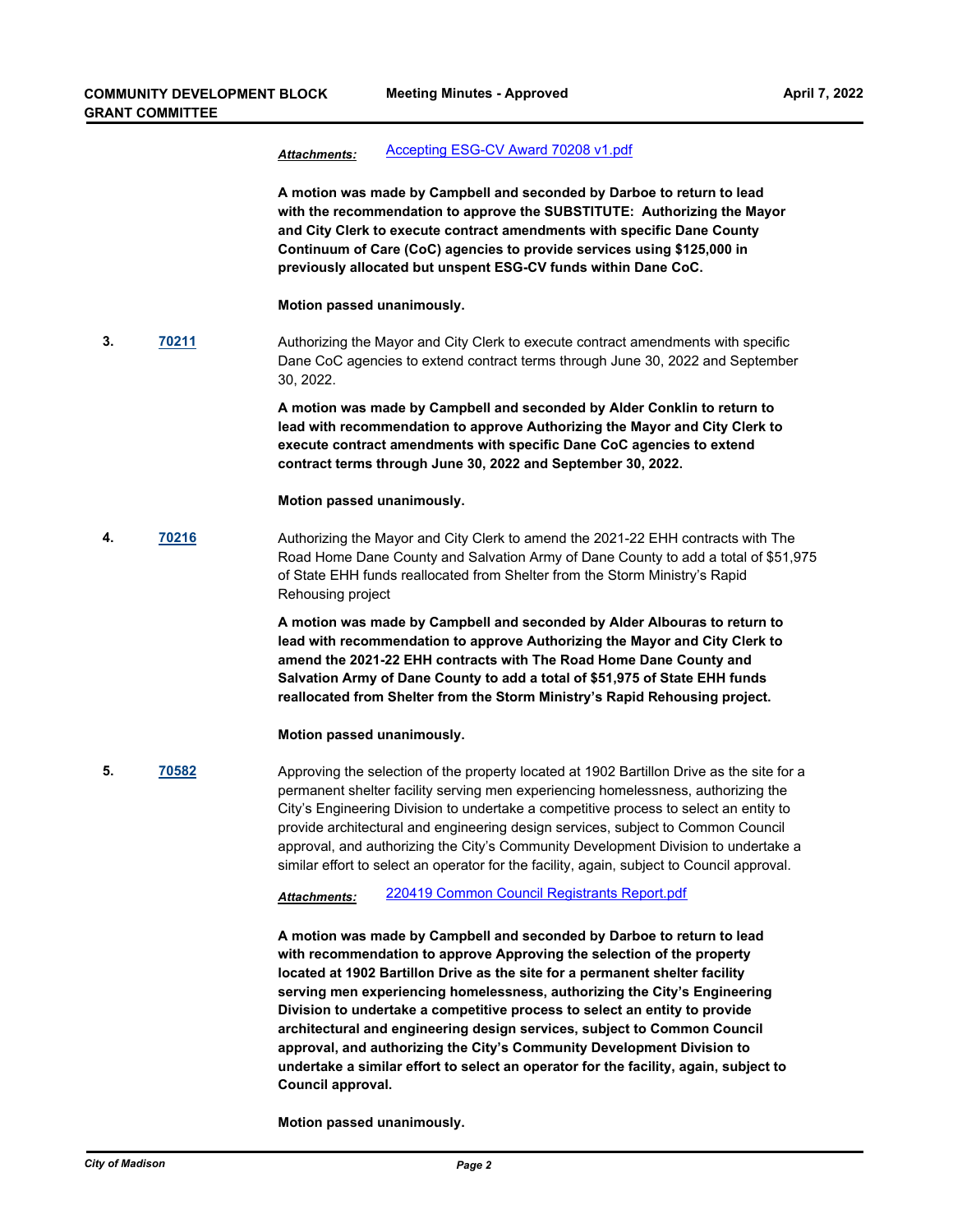***Attachments:*** Accepting ESG-CV Award 70208 v1.pdf

**A motion was made by Campbell and seconded by Darboe to return to lead with the recommendation to approve the SUBSTITUTE: Authorizing the Mayor and City Clerk to execute contract amendments with specific Dane County Continuum of Care (CoC) agencies to provide services using $125,000 in previously allocated but unspent ESG-CV funds within Dane CoC.**

**Motion passed unanimously.**

**3.** **70211** Authorizing the Mayor and City Clerk to execute contract amendments with specific Dane CoC agencies to extend contract terms through June 30, 2022 and September 30, 2022.

**A motion was made by Campbell and seconded by Alder Conklin to return to lead with recommendation to approve Authorizing the Mayor and City Clerk to execute contract amendments with specific Dane CoC agencies to extend contract terms through June 30, 2022 and September 30, 2022.**

**Motion passed unanimously.**

**4.** **70216** Authorizing the Mayor and City Clerk to amend the 2021-22 EHH contracts with The Road Home Dane County and Salvation Army of Dane County to add a total of $51,975 of State EHH funds reallocated from Shelter from the Storm Ministry's Rapid Rehousing project

**A motion was made by Campbell and seconded by Alder Albouras to return to lead with recommendation to approve Authorizing the Mayor and City Clerk to amend the 2021-22 EHH contracts with The Road Home Dane County and Salvation Army of Dane County to add a total of $51,975 of State EHH funds reallocated from Shelter from the Storm Ministry's Rapid Rehousing project.**

**Motion passed unanimously.**

**5.** **70582** Approving the selection of the property located at 1902 Bartillon Drive as the site for a permanent shelter facility serving men experiencing homelessness, authorizing the City's Engineering Division to undertake a competitive process to select an entity to provide architectural and engineering design services, subject to Common Council approval, and authorizing the City's Community Development Division to undertake a similar effort to select an operator for the facility, again, subject to Council approval.

***Attachments:*** 220419 Common Council Registrants Report.pdf

**A motion was made by Campbell and seconded by Darboe to return to lead with recommendation to approve Approving the selection of the property located at 1902 Bartillon Drive as the site for a permanent shelter facility serving men experiencing homelessness, authorizing the City's Engineering Division to undertake a competitive process to select an entity to provide architectural and engineering design services, subject to Common Council approval, and authorizing the City's Community Development Division to undertake a similar effort to select an operator for the facility, again, subject to Council approval.**

**Motion passed unanimously.**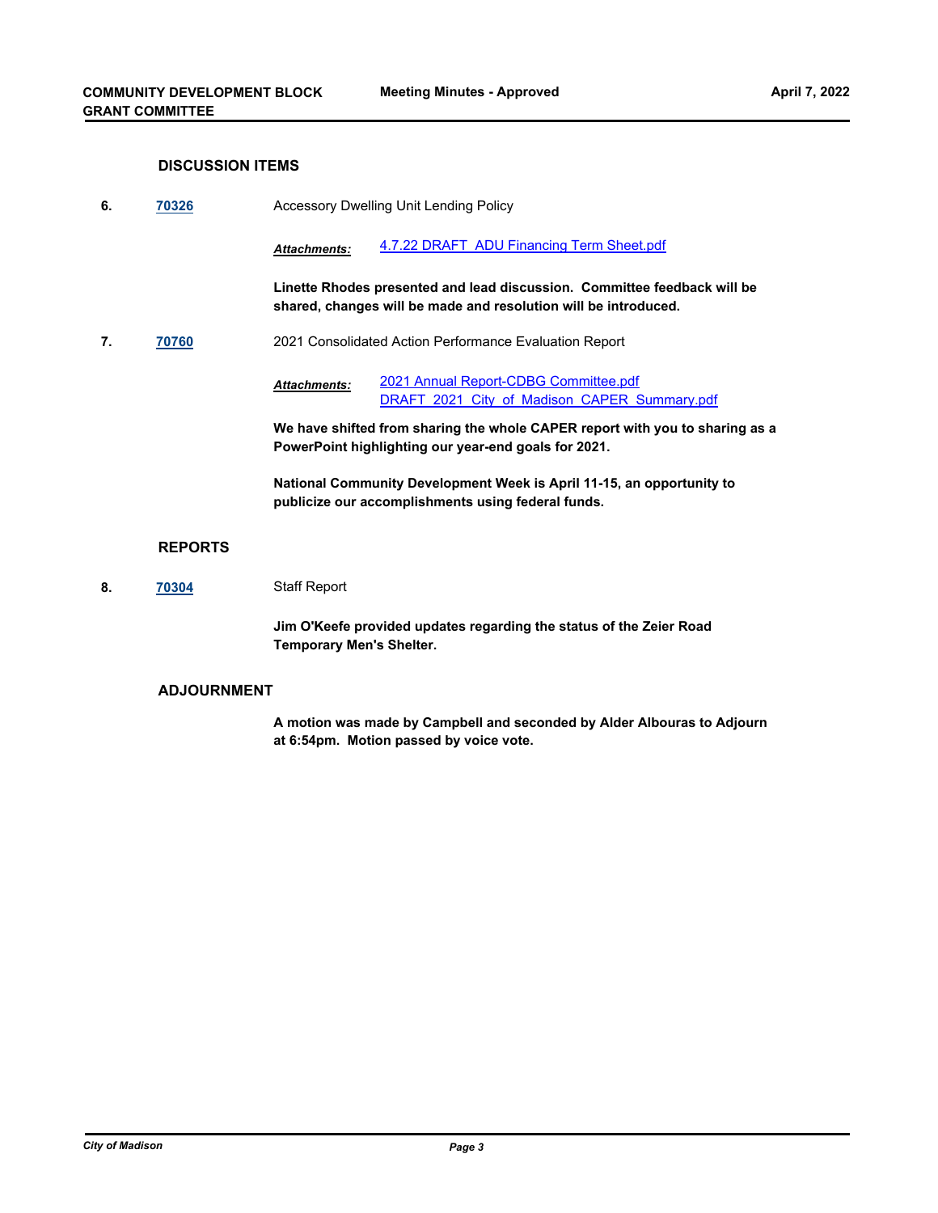## DISCUSSION ITEMS

**6.** **70326** Accessory Dwelling Unit Lending Policy

***Attachments:*** 4.7.22 DRAFT_ADU Financing Term Sheet.pdf

**Linette Rhodes presented and lead discussion. Committee feedback will be shared, changes will be made and resolution will be introduced.**

**7.** **70760** 2021 Consolidated Action Performance Evaluation Report

***Attachments:*** 2021 Annual Report-CDBG Committee.pdf
DRAFT_2021_City_of_Madison_CAPER_Summary.pdf

**We have shifted from sharing the whole CAPER report with you to sharing as a PowerPoint highlighting our year-end goals for 2021.**

**National Community Development Week is April 11-15, an opportunity to publicize our accomplishments using federal funds.**

## REPORTS

**8.** **70304** Staff Report

**Jim O'Keefe provided updates regarding the status of the Zeier Road Temporary Men's Shelter.**

## ADJOURNMENT

**A motion was made by Campbell and seconded by Alder Albouras to Adjourn at 6:54pm. Motion passed by voice vote.**